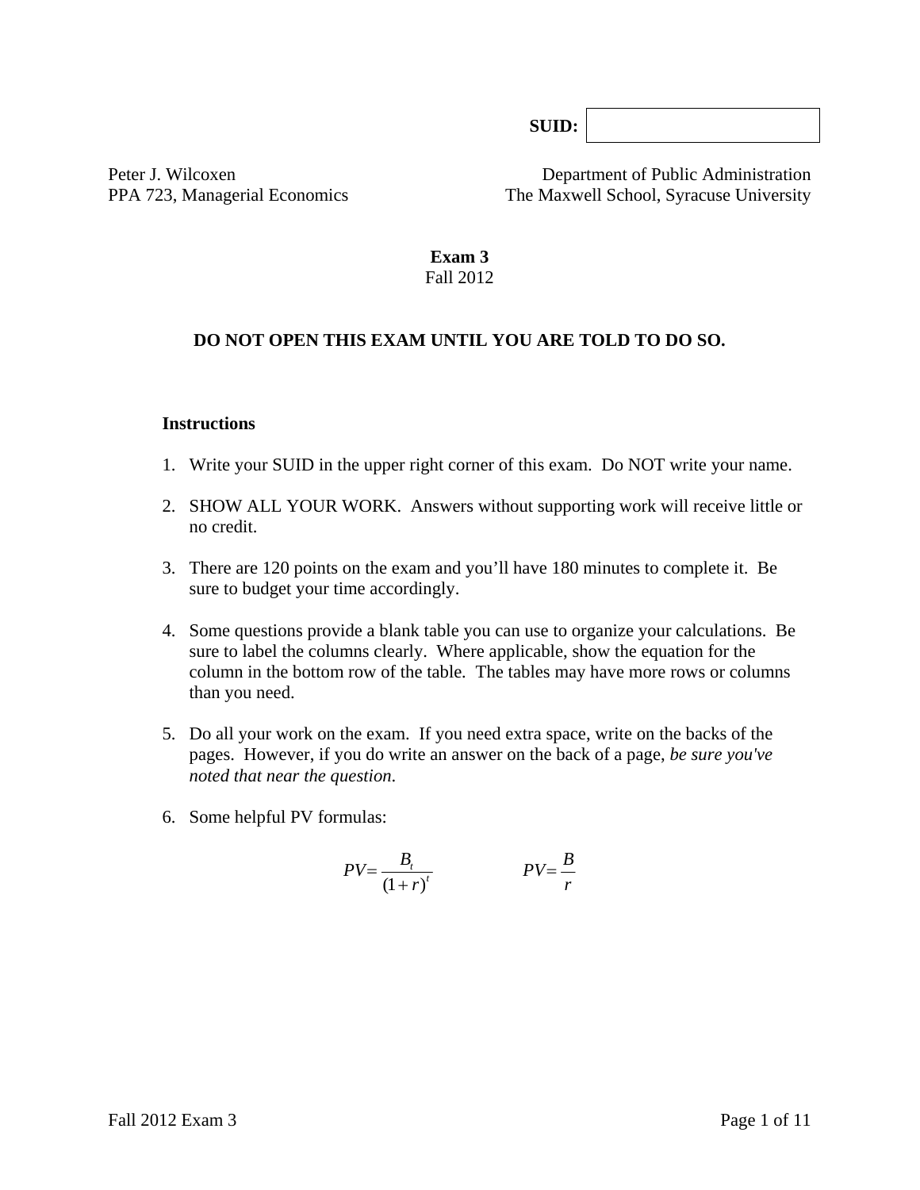**SUID:** 

Peter J. Wilcoxen  
PPA 723, Managerial Economics

Department of Public Administration  
The Maxwell School, Syracuse University

# Exam 3

Fall 2012

**DO NOT OPEN THIS EXAM UNTIL YOU ARE TOLD TO DO SO.**

## Instructions

1. Write your SUID in the upper right corner of this exam. Do NOT write your name.

2. SHOW ALL YOUR WORK. Answers without supporting work will receive little or no credit.

3. There are 120 points on the exam and you'll have 180 minutes to complete it. Be sure to budget your time accordingly.

4. Some questions provide a blank table you can use to organize your calculations. Be sure to label the columns clearly. Where applicable, show the equation for the column in the bottom row of the table. The tables may have more rows or columns than you need.

5. Do all your work on the exam. If you need extra space, write on the backs of the pages. However, if you do write an answer on the back of a page, *be sure you've noted that near the question*.

6. Some helpful PV formulas:

$$PV = \frac{B_t}{(1+r)^t} \qquad\qquad PV = \frac{B}{r}$$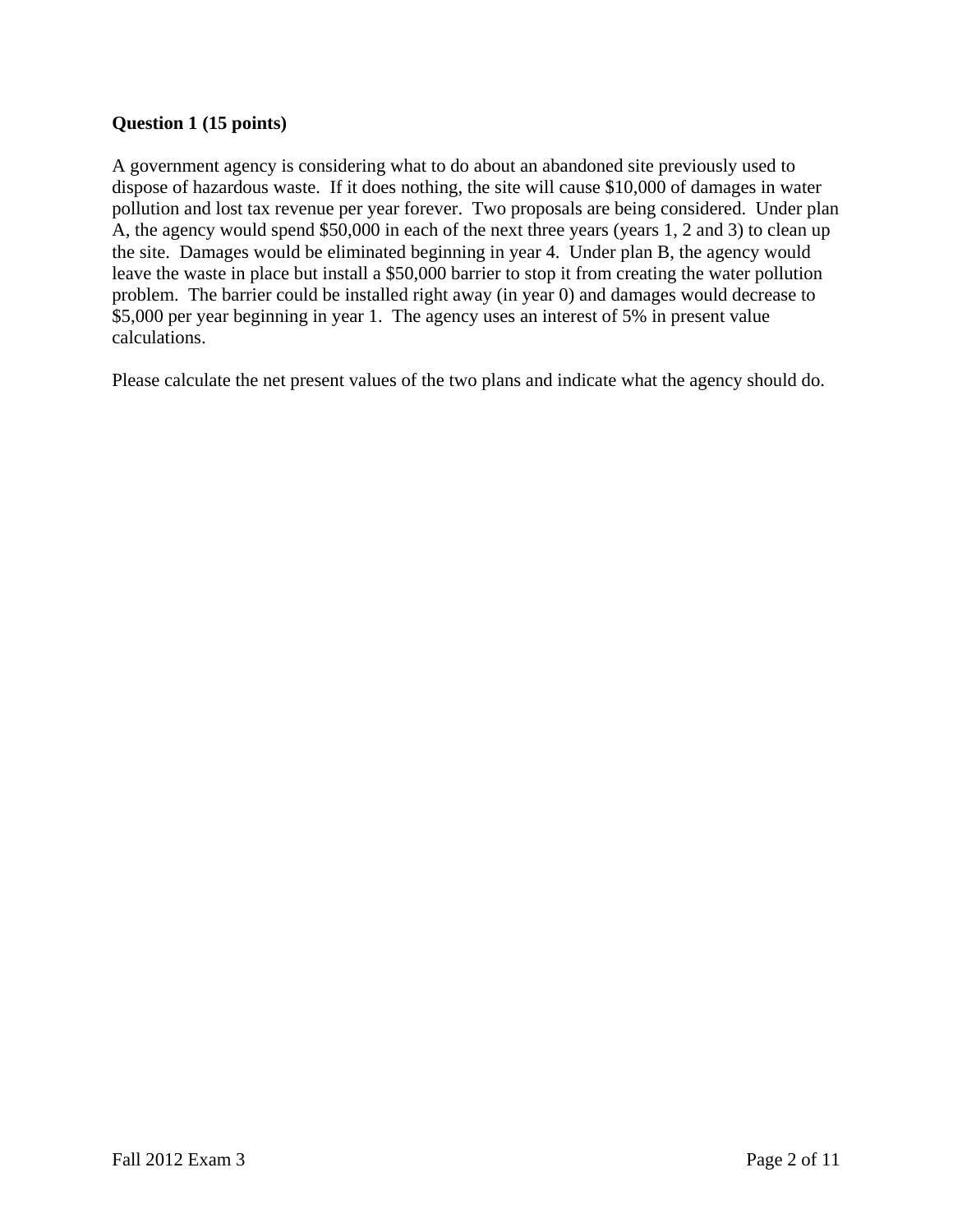**Question 1 (15 points)**

A government agency is considering what to do about an abandoned site previously used to dispose of hazardous waste. If it does nothing, the site will cause $10,000 of damages in water pollution and lost tax revenue per year forever. Two proposals are being considered. Under plan A, the agency would spend $50,000 in each of the next three years (years 1, 2 and 3) to clean up the site. Damages would be eliminated beginning in year 4. Under plan B, the agency would leave the waste in place but install a $50,000 barrier to stop it from creating the water pollution problem. The barrier could be installed right away (in year 0) and damages would decrease to $5,000 per year beginning in year 1. The agency uses an interest of 5% in present value calculations.

Please calculate the net present values of the two plans and indicate what the agency should do.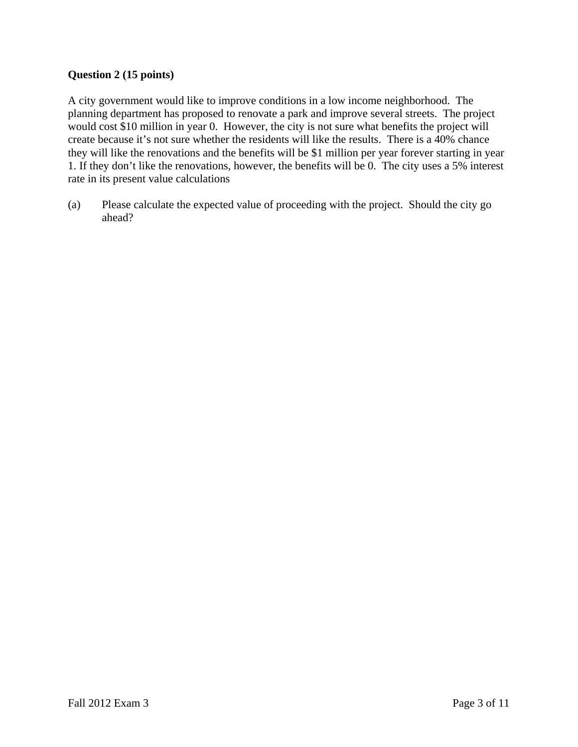**Question 2 (15 points)**

A city government would like to improve conditions in a low income neighborhood. The planning department has proposed to renovate a park and improve several streets. The project would cost $10 million in year 0. However, the city is not sure what benefits the project will create because it's not sure whether the residents will like the results. There is a 40% chance they will like the renovations and the benefits will be $1 million per year forever starting in year 1. If they don't like the renovations, however, the benefits will be 0. The city uses a 5% interest rate in its present value calculations

(a) Please calculate the expected value of proceeding with the project. Should the city go ahead?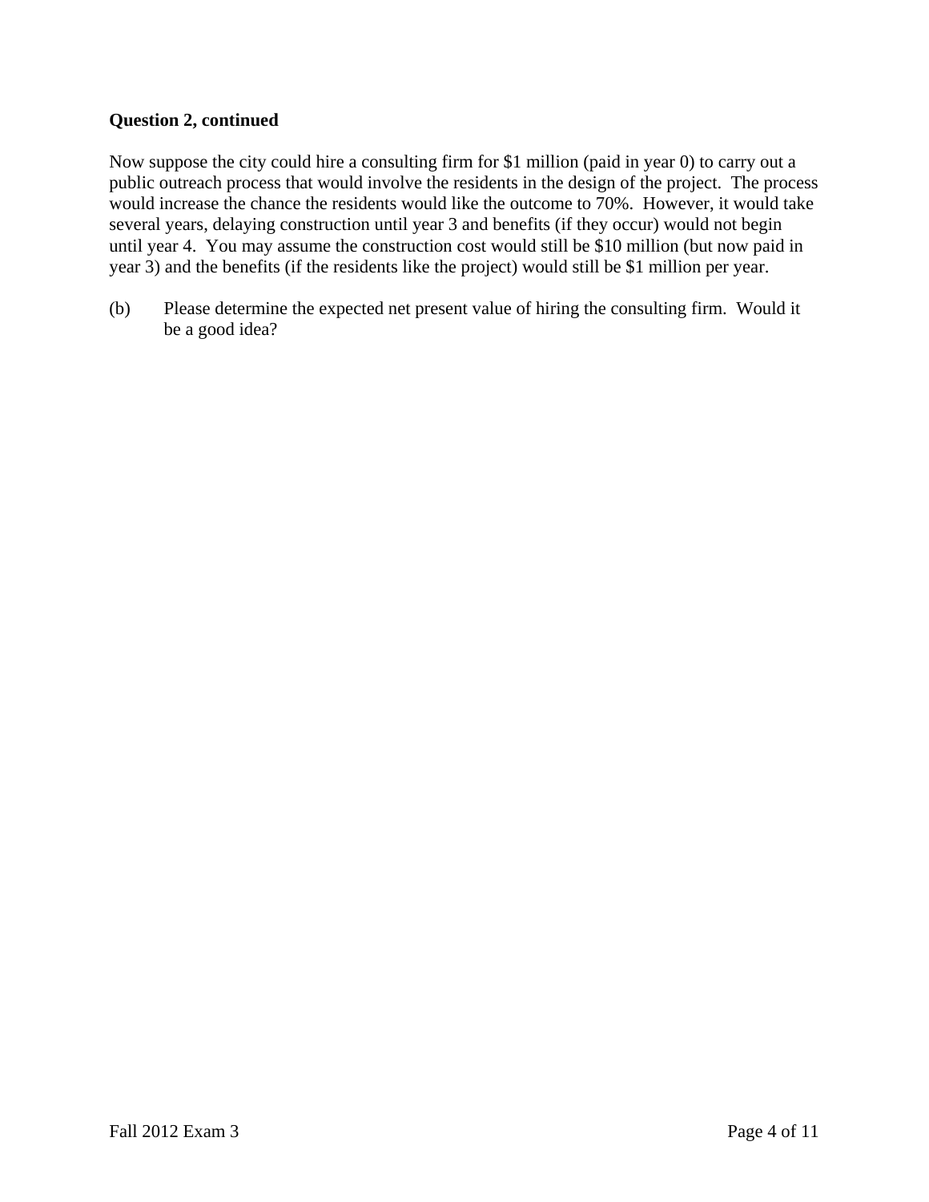**Question 2, continued**

Now suppose the city could hire a consulting firm for $1 million (paid in year 0) to carry out a public outreach process that would involve the residents in the design of the project. The process would increase the chance the residents would like the outcome to 70%. However, it would take several years, delaying construction until year 3 and benefits (if they occur) would not begin until year 4. You may assume the construction cost would still be $10 million (but now paid in year 3) and the benefits (if the residents like the project) would still be $1 million per year.

(b) Please determine the expected net present value of hiring the consulting firm. Would it be a good idea?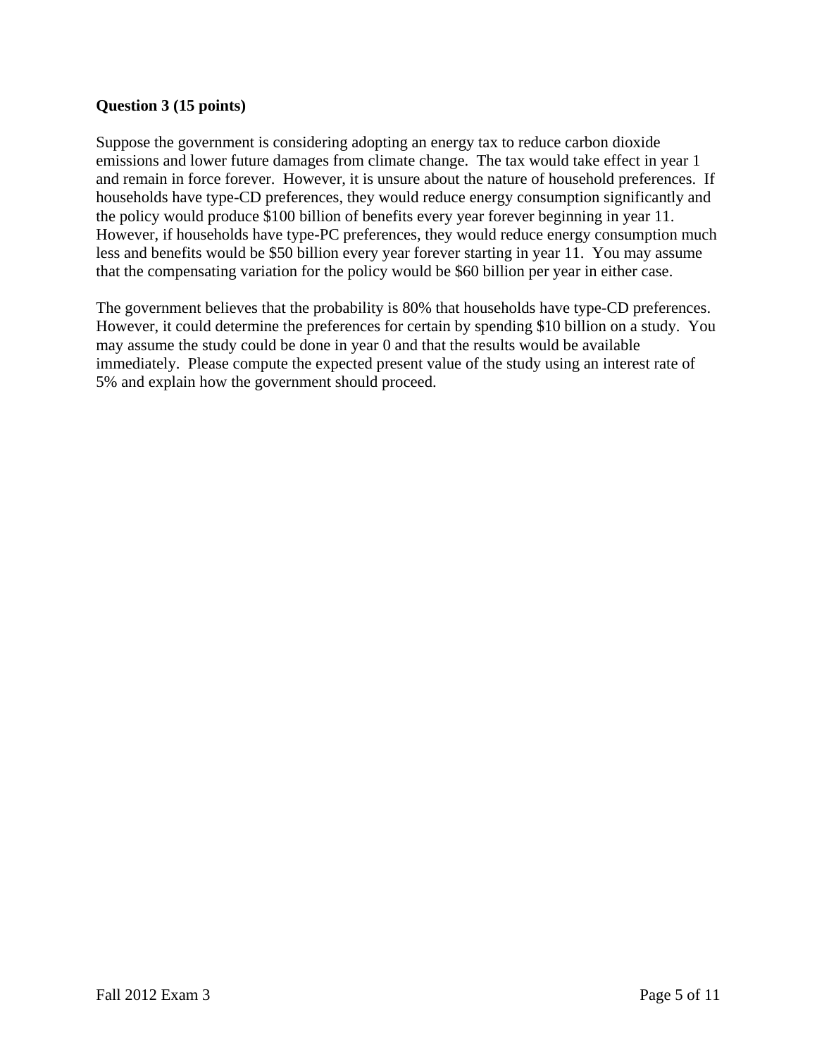**Question 3 (15 points)**

Suppose the government is considering adopting an energy tax to reduce carbon dioxide emissions and lower future damages from climate change. The tax would take effect in year 1 and remain in force forever. However, it is unsure about the nature of household preferences. If households have type-CD preferences, they would reduce energy consumption significantly and the policy would produce \$100 billion of benefits every year forever beginning in year 11. However, if households have type-PC preferences, they would reduce energy consumption much less and benefits would be \$50 billion every year forever starting in year 11. You may assume that the compensating variation for the policy would be \$60 billion per year in either case.

The government believes that the probability is 80% that households have type-CD preferences. However, it could determine the preferences for certain by spending \$10 billion on a study. You may assume the study could be done in year 0 and that the results would be available immediately. Please compute the expected present value of the study using an interest rate of 5% and explain how the government should proceed.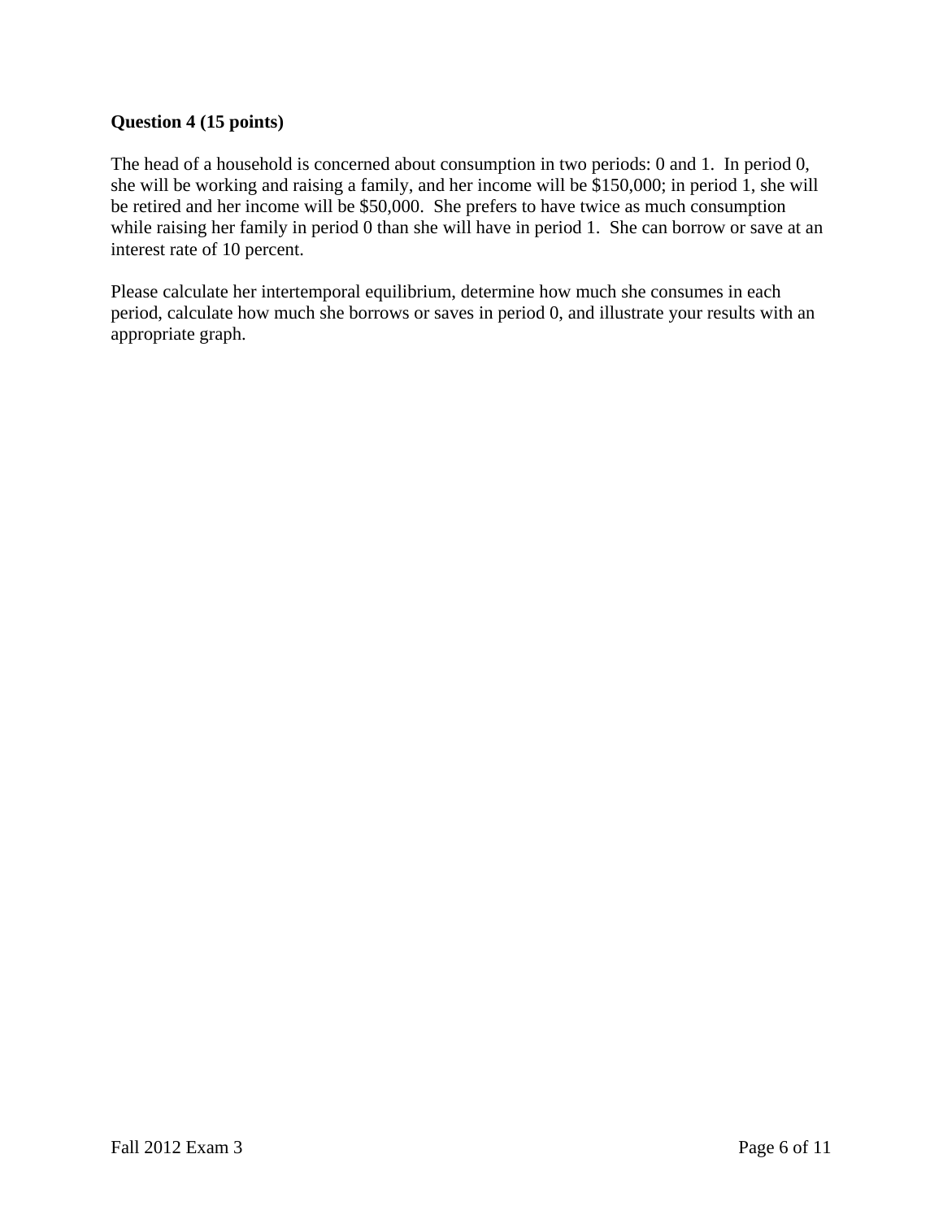**Question 4 (15 points)**

The head of a household is concerned about consumption in two periods: 0 and 1. In period 0, she will be working and raising a family, and her income will be $150,000; in period 1, she will be retired and her income will be $50,000. She prefers to have twice as much consumption while raising her family in period 0 than she will have in period 1. She can borrow or save at an interest rate of 10 percent.

Please calculate her intertemporal equilibrium, determine how much she consumes in each period, calculate how much she borrows or saves in period 0, and illustrate your results with an appropriate graph.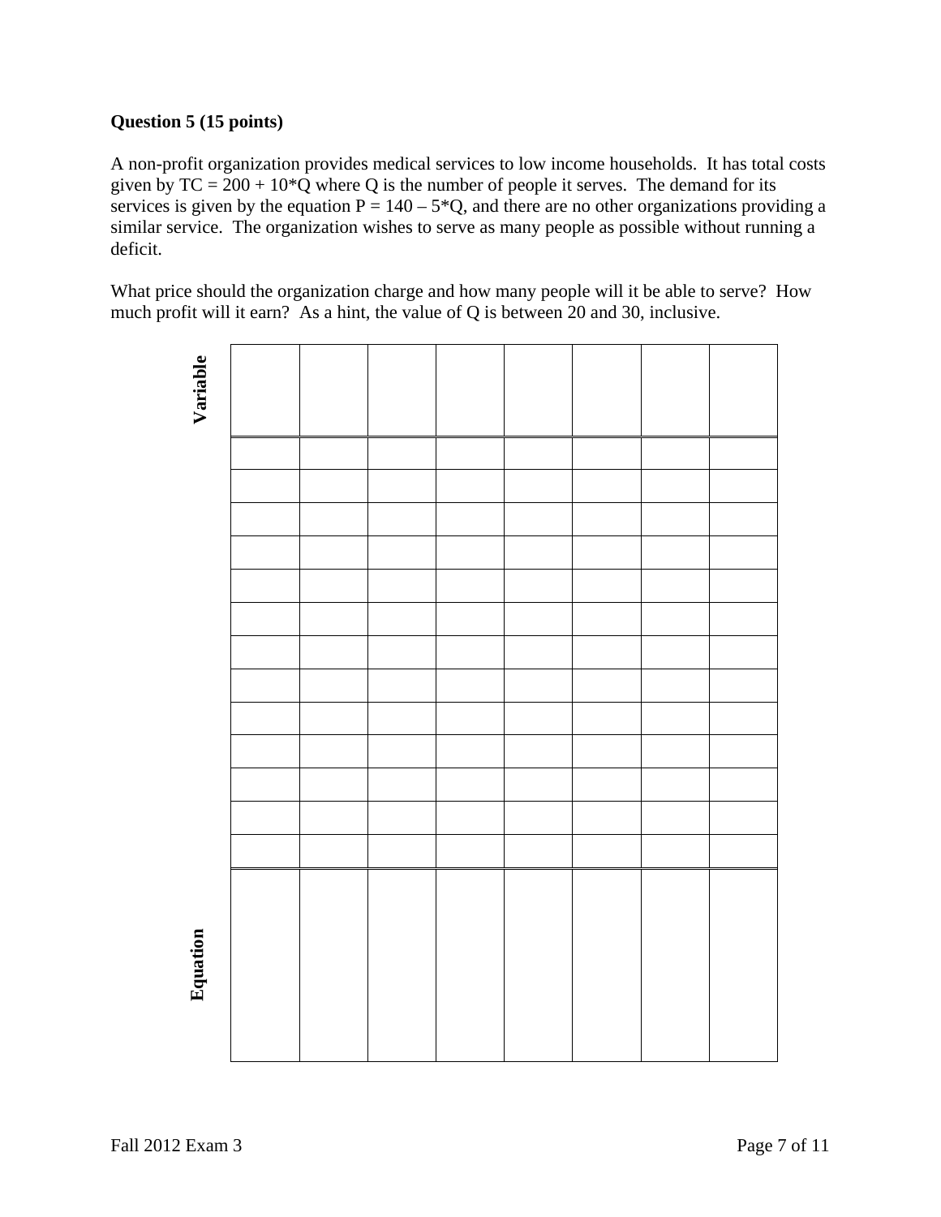**Question 5 (15 points)**

A non-profit organization provides medical services to low income households. It has total costs given by $TC = 200 + 10*Q$ where Q is the number of people it serves. The demand for its services is given by the equation $P = 140 – 5*Q$, and there are no other organizations providing a similar service. The organization wishes to serve as many people as possible without running a deficit.

What price should the organization charge and how many people will it be able to serve? How much profit will it earn? As a hint, the value of Q is between 20 and 30, inclusive.

| **Variable** | | | | | | | | |
|---|---|---|---|---|---|---|---|---|
| | | | | | | | | |
| | | | | | | | | |
| | | | | | | | | |
| | | | | | | | | |
| | | | | | | | | |
| | | | | | | | | |
| | | | | | | | | |
| | | | | | | | | |
| | | | | | | | | |
| | | | | | | | | |
| | | | | | | | | |
| | | | | | | | | |
| | | | | | | | | |
| **Equation** | | | | | | | | |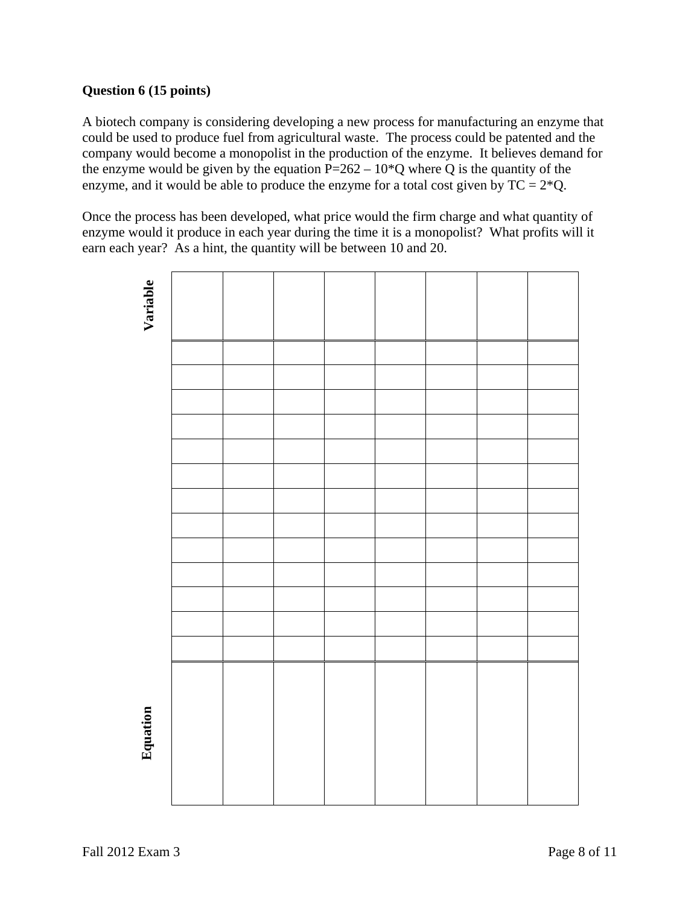**Question 6 (15 points)**

A biotech company is considering developing a new process for manufacturing an enzyme that could be used to produce fuel from agricultural waste. The process could be patented and the company would become a monopolist in the production of the enzyme. It believes demand for the enzyme would be given by the equation $P = 262 - 10*Q$ where Q is the quantity of the enzyme, and it would be able to produce the enzyme for a total cost given by $TC = 2*Q$.

Once the process has been developed, what price would the firm charge and what quantity of enzyme would it produce in each year during the time it is a monopolist? What profits will it earn each year? As a hint, the quantity will be between 10 and 20.

| **Variable** | | | | | | | | |
|---|---|---|---|---|---|---|---|---|
| | | | | | | | | |
| | | | | | | | | |
| | | | | | | | | |
| | | | | | | | | |
| | | | | | | | | |
| | | | | | | | | |
| | | | | | | | | |
| | | | | | | | | |
| | | | | | | | | |
| | | | | | | | | |
| | | | | | | | | |
| | | | | | | | | |
| | | | | | | | | |
| **Equation** | | | | | | | | |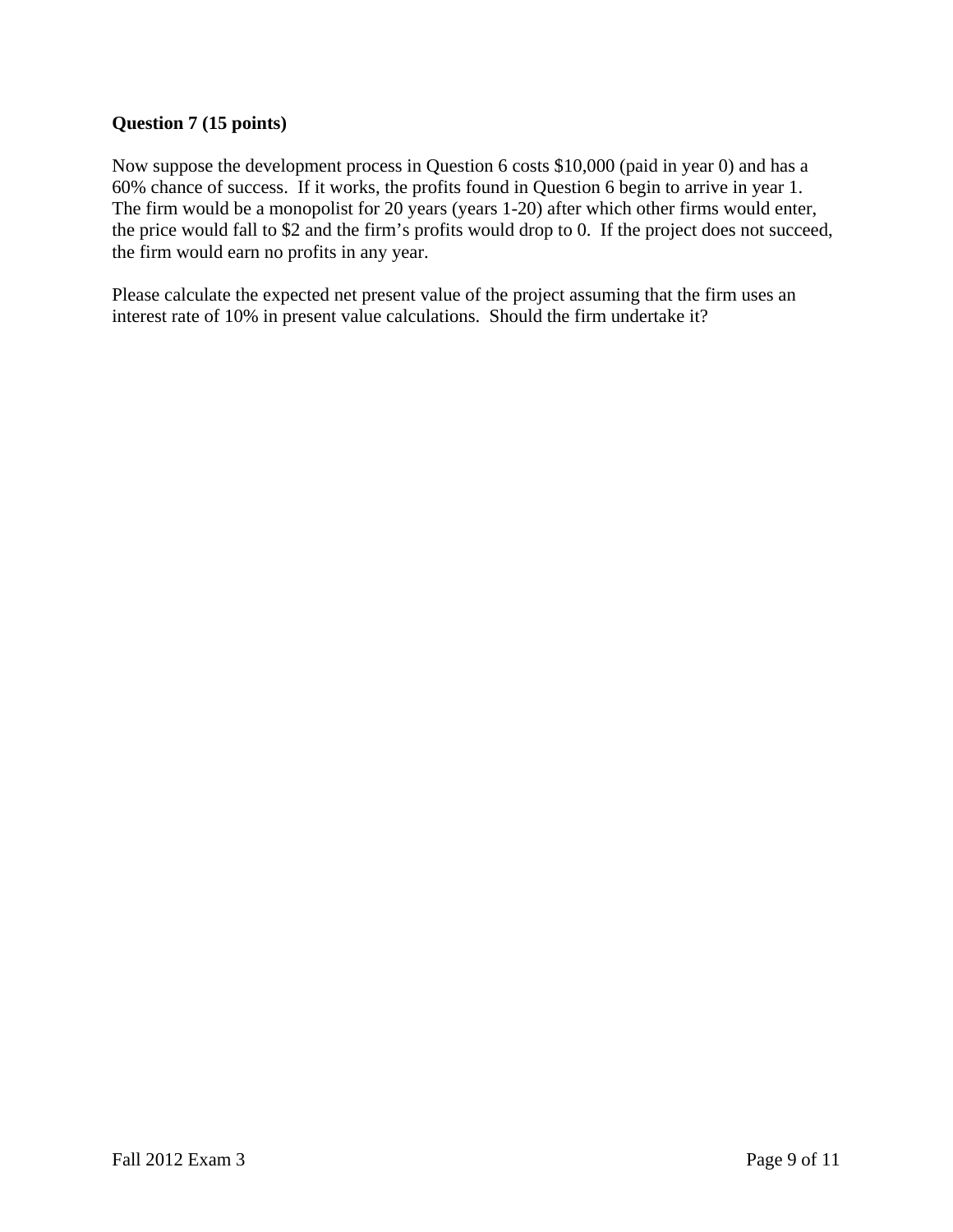**Question 7 (15 points)**

Now suppose the development process in Question 6 costs $10,000 (paid in year 0) and has a 60% chance of success. If it works, the profits found in Question 6 begin to arrive in year 1. The firm would be a monopolist for 20 years (years 1-20) after which other firms would enter, the price would fall to $2 and the firm's profits would drop to 0. If the project does not succeed, the firm would earn no profits in any year.

Please calculate the expected net present value of the project assuming that the firm uses an interest rate of 10% in present value calculations. Should the firm undertake it?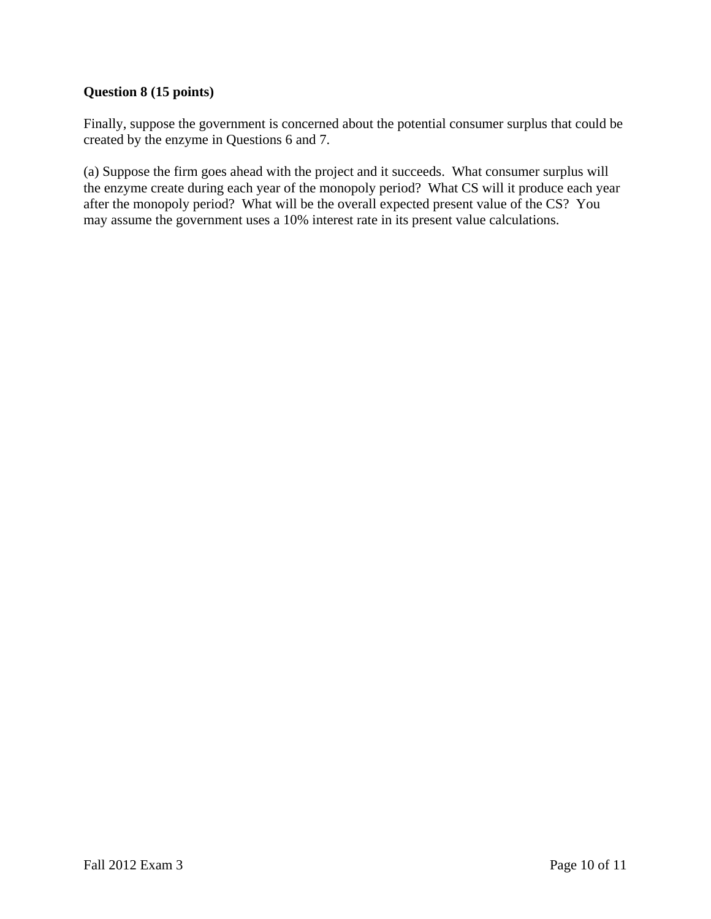**Question 8 (15 points)**

Finally, suppose the government is concerned about the potential consumer surplus that could be created by the enzyme in Questions 6 and 7.

(a) Suppose the firm goes ahead with the project and it succeeds. What consumer surplus will the enzyme create during each year of the monopoly period? What CS will it produce each year after the monopoly period? What will be the overall expected present value of the CS? You may assume the government uses a 10% interest rate in its present value calculations.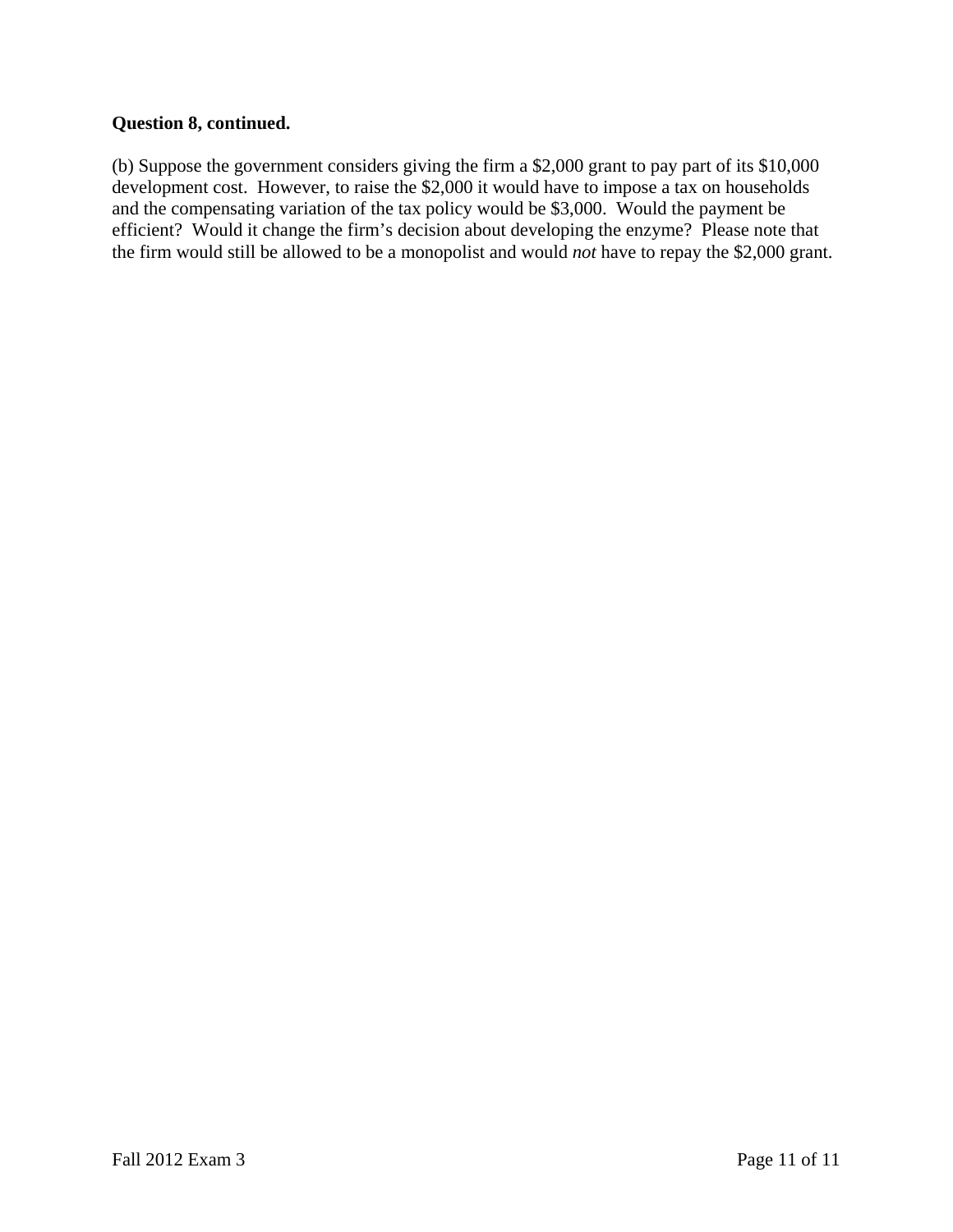**Question 8, continued.**

(b) Suppose the government considers giving the firm a $2,000 grant to pay part of its $10,000 development cost. However, to raise the $2,000 it would have to impose a tax on households and the compensating variation of the tax policy would be $3,000. Would the payment be efficient? Would it change the firm's decision about developing the enzyme? Please note that the firm would still be allowed to be a monopolist and would *not* have to repay the $2,000 grant.